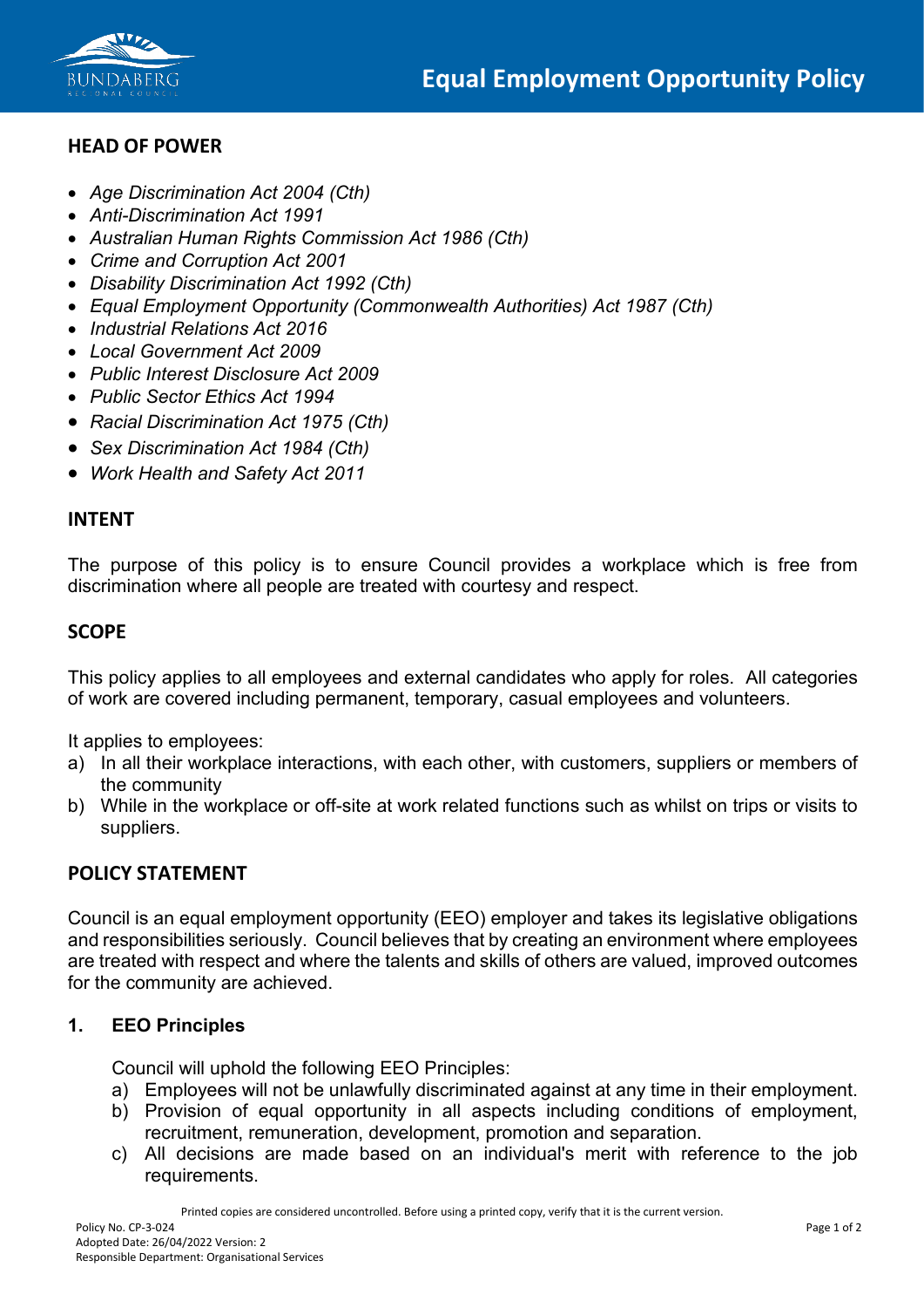# Equal Employment Opportunity Policy

## HEAD OF POWER

- *Age Discrimination Act 2004 (Cth)*
- *Anti-Discrimination Act 1991*
- *Australian Human Rights Commission Act 1986 (Cth)*
- *Crime and Corruption Act 2001*
- *Disability Discrimination Act 1992 (Cth)*
- *Equal Employment Opportunity (Commonwealth Authorities) Act 1987 (Cth)*
- *Industrial Relations Act 2016*
- *Local Government Act 2009*
- *Public Interest Disclosure Act 2009*
- *Public Sector Ethics Act 1994*
- *Racial Discrimination Act 1975 (Cth)*
- *Sex Discrimination Act 1984 (Cth)*
- *Work Health and Safety Act 2011*

## INTENT

The purpose of this policy is to ensure Council provides a workplace which is free from discrimination where all people are treated with courtesy and respect.

## SCOPE

This policy applies to all employees and external candidates who apply for roles. All categories of work are covered including permanent, temporary, casual employees and volunteers.

It applies to employees:

a) In all their workplace interactions, with each other, with customers, suppliers or members of the community
b) While in the workplace or off-site at work related functions such as whilst on trips or visits to suppliers.

## POLICY STATEMENT

Council is an equal employment opportunity (EEO) employer and takes its legislative obligations and responsibilities seriously. Council believes that by creating an environment where employees are treated with respect and where the talents and skills of others are valued, improved outcomes for the community are achieved.

### 1. EEO Principles

Council will uphold the following EEO Principles:

a) Employees will not be unlawfully discriminated against at any time in their employment.
b) Provision of equal opportunity in all aspects including conditions of employment, recruitment, remuneration, development, promotion and separation.
c) All decisions are made based on an individual's merit with reference to the job requirements.

Printed copies are considered uncontrolled. Before using a printed copy, verify that it is the current version.

Policy No. CP-3-024
Adopted Date: 26/04/2022 Version: 2
Responsible Department: Organisational Services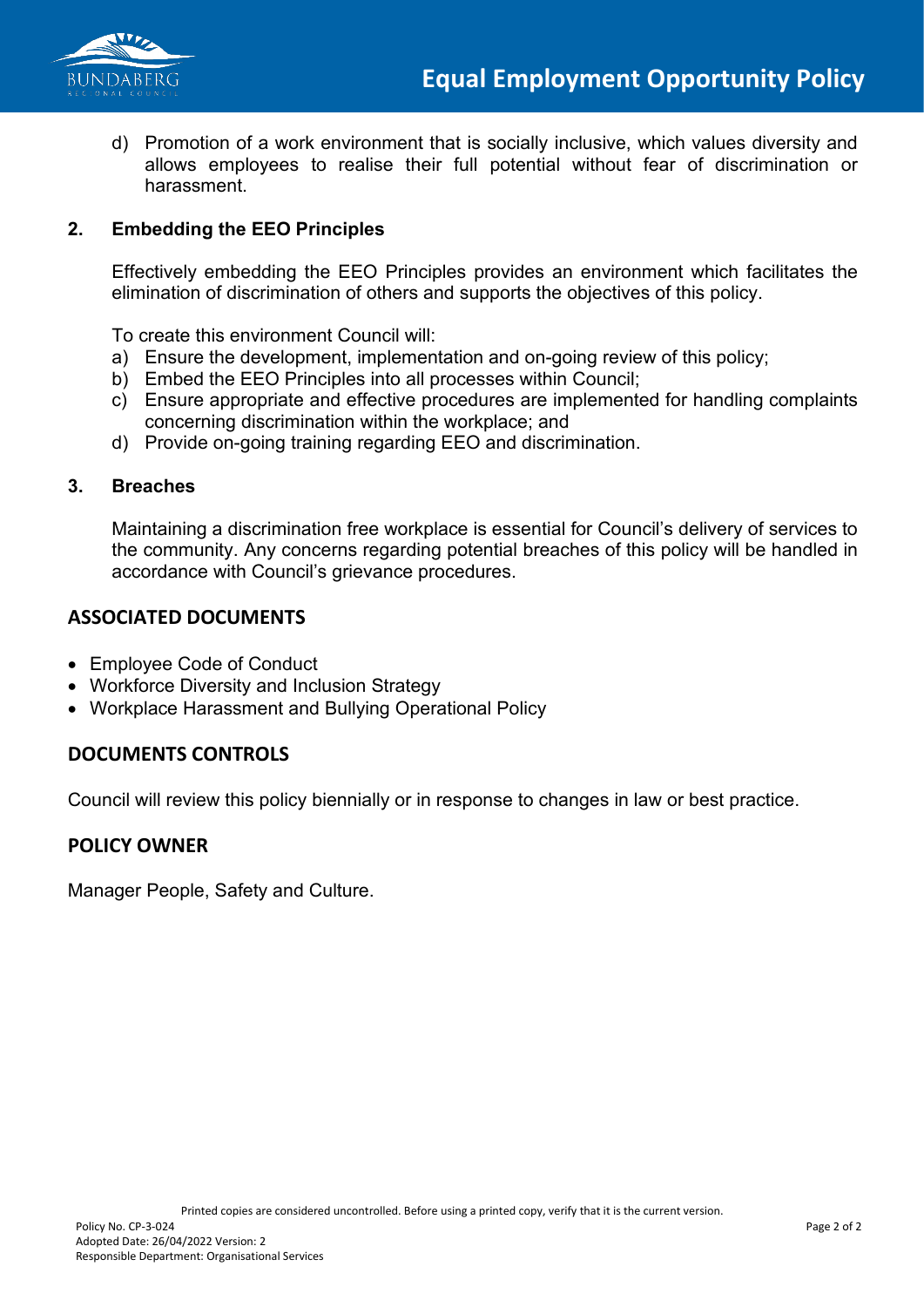d) Promotion of a work environment that is socially inclusive, which values diversity and allows employees to realise their full potential without fear of discrimination or harassment.

### 2. Embedding the EEO Principles

Effectively embedding the EEO Principles provides an environment which facilitates the elimination of discrimination of others and supports the objectives of this policy.

To create this environment Council will:

a) Ensure the development, implementation and on-going review of this policy;
b) Embed the EEO Principles into all processes within Council;
c) Ensure appropriate and effective procedures are implemented for handling complaints concerning discrimination within the workplace; and
d) Provide on-going training regarding EEO and discrimination.

### 3. Breaches

Maintaining a discrimination free workplace is essential for Council's delivery of services to the community. Any concerns regarding potential breaches of this policy will be handled in accordance with Council's grievance procedures.

## ASSOCIATED DOCUMENTS

- Employee Code of Conduct
- Workforce Diversity and Inclusion Strategy
- Workplace Harassment and Bullying Operational Policy

## DOCUMENTS CONTROLS

Council will review this policy biennially or in response to changes in law or best practice.

## POLICY OWNER

Manager People, Safety and Culture.